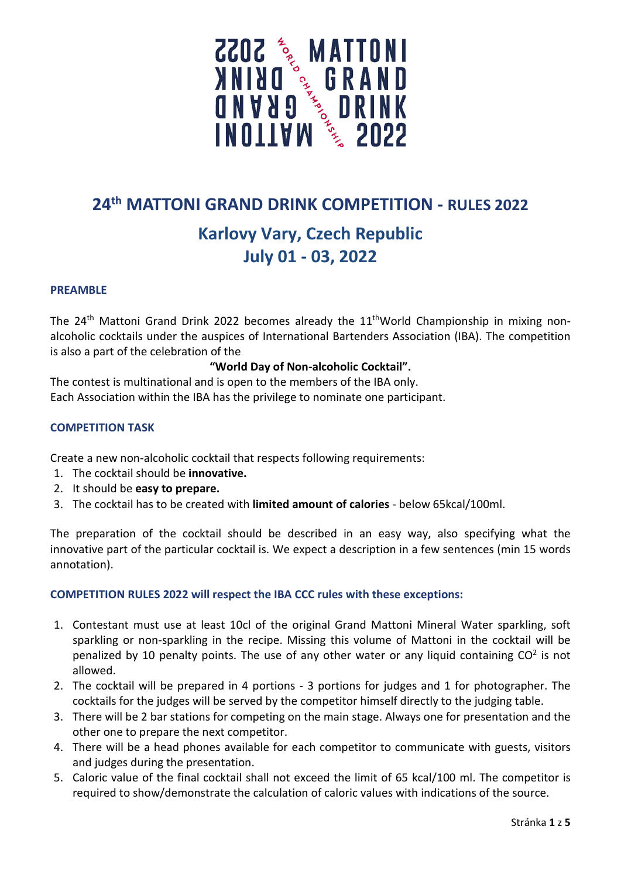# 24th MATTONI GRAND DRINK COMPETITION - RULES 2022

## Karlovy Vary, Czech Republic
## July 01 - 03, 2022

### PREAMBLE

The 24th Mattoni Grand Drink 2022 becomes already the 11th World Championship in mixing non-alcoholic cocktails under the auspices of International Bartenders Association (IBA). The competition is also a part of the celebration of the

**"World Day of Non-alcoholic Cocktail".**

The contest is multinational and is open to the members of the IBA only.
Each Association within the IBA has the privilege to nominate one participant.

### COMPETITION TASK

Create a new non-alcoholic cocktail that respects following requirements:

1. The cocktail should be **innovative.**
2. It should be **easy to prepare.**
3. The cocktail has to be created with **limited amount of calories** - below 65kcal/100ml.

The preparation of the cocktail should be described in an easy way, also specifying what the innovative part of the particular cocktail is. We expect a description in a few sentences (min 15 words annotation).

### COMPETITION RULES 2022 will respect the IBA CCC rules with these exceptions:

1. Contestant must use at least 10cl of the original Grand Mattoni Mineral Water sparkling, soft sparkling or non-sparkling in the recipe. Missing this volume of Mattoni in the cocktail will be penalized by 10 penalty points. The use of any other water or any liquid containing $CO^2$ is not allowed.
2. The cocktail will be prepared in 4 portions - 3 portions for judges and 1 for photographer. The cocktails for the judges will be served by the competitor himself directly to the judging table.
3. There will be 2 bar stations for competing on the main stage. Always one for presentation and the other one to prepare the next competitor.
4. There will be a head phones available for each competitor to communicate with guests, visitors and judges during the presentation.
5. Caloric value of the final cocktail shall not exceed the limit of 65 kcal/100 ml. The competitor is required to show/demonstrate the calculation of caloric values with indications of the source.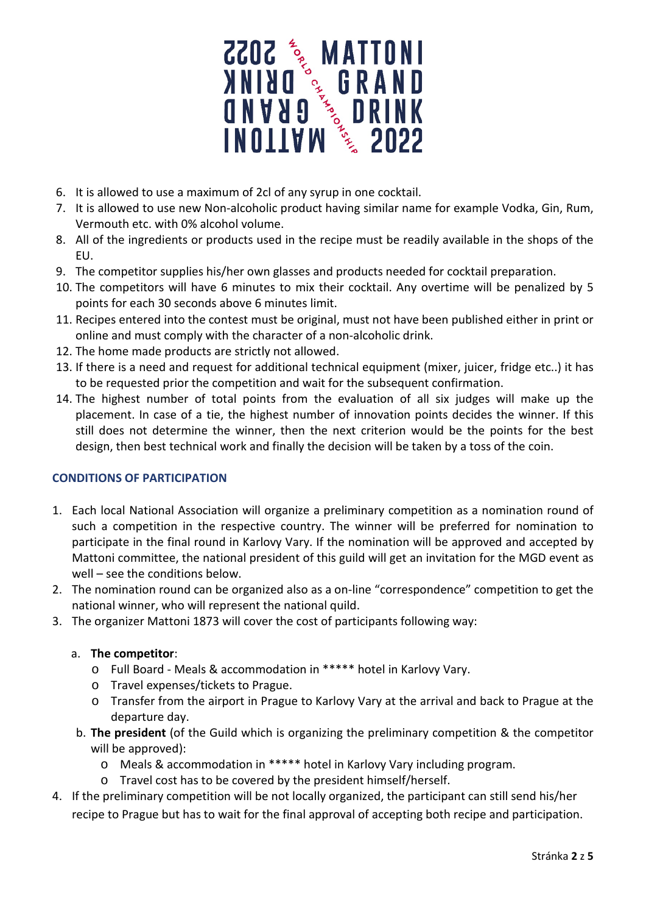6. It is allowed to use a maximum of 2cl of any syrup in one cocktail.
7. It is allowed to use new Non-alcoholic product having similar name for example Vodka, Gin, Rum, Vermouth etc. with 0% alcohol volume.
8. All of the ingredients or products used in the recipe must be readily available in the shops of the EU.
9. The competitor supplies his/her own glasses and products needed for cocktail preparation.
10. The competitors will have 6 minutes to mix their cocktail. Any overtime will be penalized by 5 points for each 30 seconds above 6 minutes limit.
11. Recipes entered into the contest must be original, must not have been published either in print or online and must comply with the character of a non-alcoholic drink.
12. The home made products are strictly not allowed.
13. If there is a need and request for additional technical equipment (mixer, juicer, fridge etc..) it has to be requested prior the competition and wait for the subsequent confirmation.
14. The highest number of total points from the evaluation of all six judges will make up the placement. In case of a tie, the highest number of innovation points decides the winner. If this still does not determine the winner, then the next criterion would be the points for the best design, then best technical work and finally the decision will be taken by a toss of the coin.

## CONDITIONS OF PARTICIPATION

1. Each local National Association will organize a preliminary competition as a nomination round of such a competition in the respective country. The winner will be preferred for nomination to participate in the final round in Karlovy Vary. If the nomination will be approved and accepted by Mattoni committee, the national president of this guild will get an invitation for the MGD event as well – see the conditions below.
2. The nomination round can be organized also as a on-line "correspondence" competition to get the national winner, who will represent the national quild.
3. The organizer Mattoni 1873 will cover the cost of participants following way:

   a. **The competitor**:
      - Full Board - Meals & accommodation in ***** hotel in Karlovy Vary.
      - Travel expenses/tickets to Prague.
      - Transfer from the airport in Prague to Karlovy Vary at the arrival and back to Prague at the departure day.

   b. **The president** (of the Guild which is organizing the preliminary competition & the competitor will be approved):
      - Meals & accommodation in ***** hotel in Karlovy Vary including program.
      - Travel cost has to be covered by the president himself/herself.
4. If the preliminary competition will be not locally organized, the participant can still send his/her recipe to Prague but has to wait for the final approval of accepting both recipe and participation.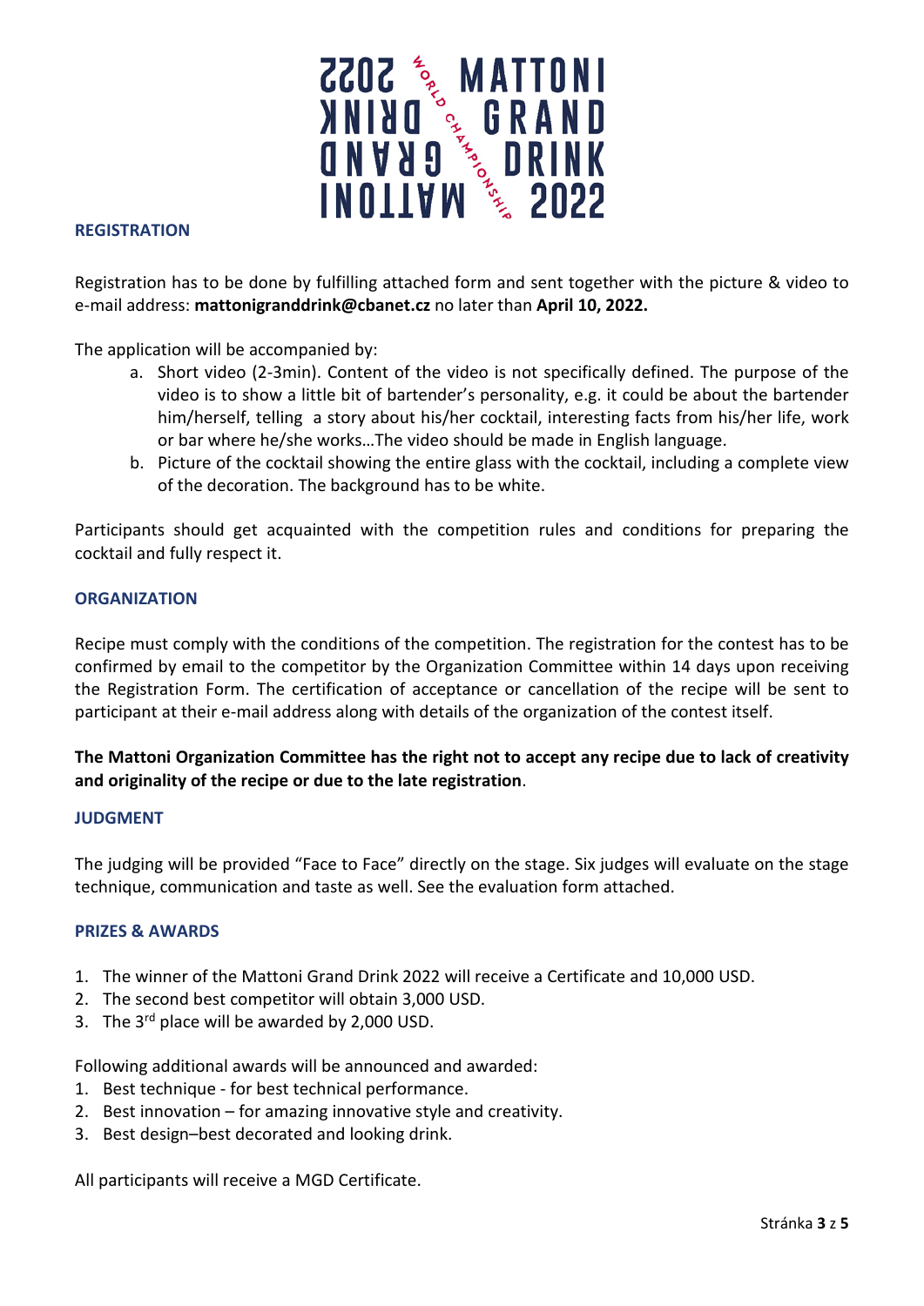## REGISTRATION

Registration has to be done by fulfilling attached form and sent together with the picture & video to e-mail address: **mattonigranddrink@cbanet.cz** no later than **April 10, 2022.**

The application will be accompanied by:

a. Short video (2-3min). Content of the video is not specifically defined. The purpose of the video is to show a little bit of bartender's personality, e.g. it could be about the bartender him/herself, telling a story about his/her cocktail, interesting facts from his/her life, work or bar where he/she works…The video should be made in English language.
b. Picture of the cocktail showing the entire glass with the cocktail, including a complete view of the decoration. The background has to be white.

Participants should get acquainted with the competition rules and conditions for preparing the cocktail and fully respect it.

## ORGANIZATION

Recipe must comply with the conditions of the competition. The registration for the contest has to be confirmed by email to the competitor by the Organization Committee within 14 days upon receiving the Registration Form. The certification of acceptance or cancellation of the recipe will be sent to participant at their e-mail address along with details of the organization of the contest itself.

**The Mattoni Organization Committee has the right not to accept any recipe due to lack of creativity and originality of the recipe or due to the late registration**.

## JUDGMENT

The judging will be provided "Face to Face" directly on the stage. Six judges will evaluate on the stage technique, communication and taste as well. See the evaluation form attached.

## PRIZES & AWARDS

1. The winner of the Mattoni Grand Drink 2022 will receive a Certificate and 10,000 USD.
2. The second best competitor will obtain 3,000 USD.
3. The 3rd place will be awarded by 2,000 USD.

Following additional awards will be announced and awarded:

1. Best technique - for best technical performance.
2. Best innovation – for amazing innovative style and creativity.
3. Best design–best decorated and looking drink.

All participants will receive a MGD Certificate.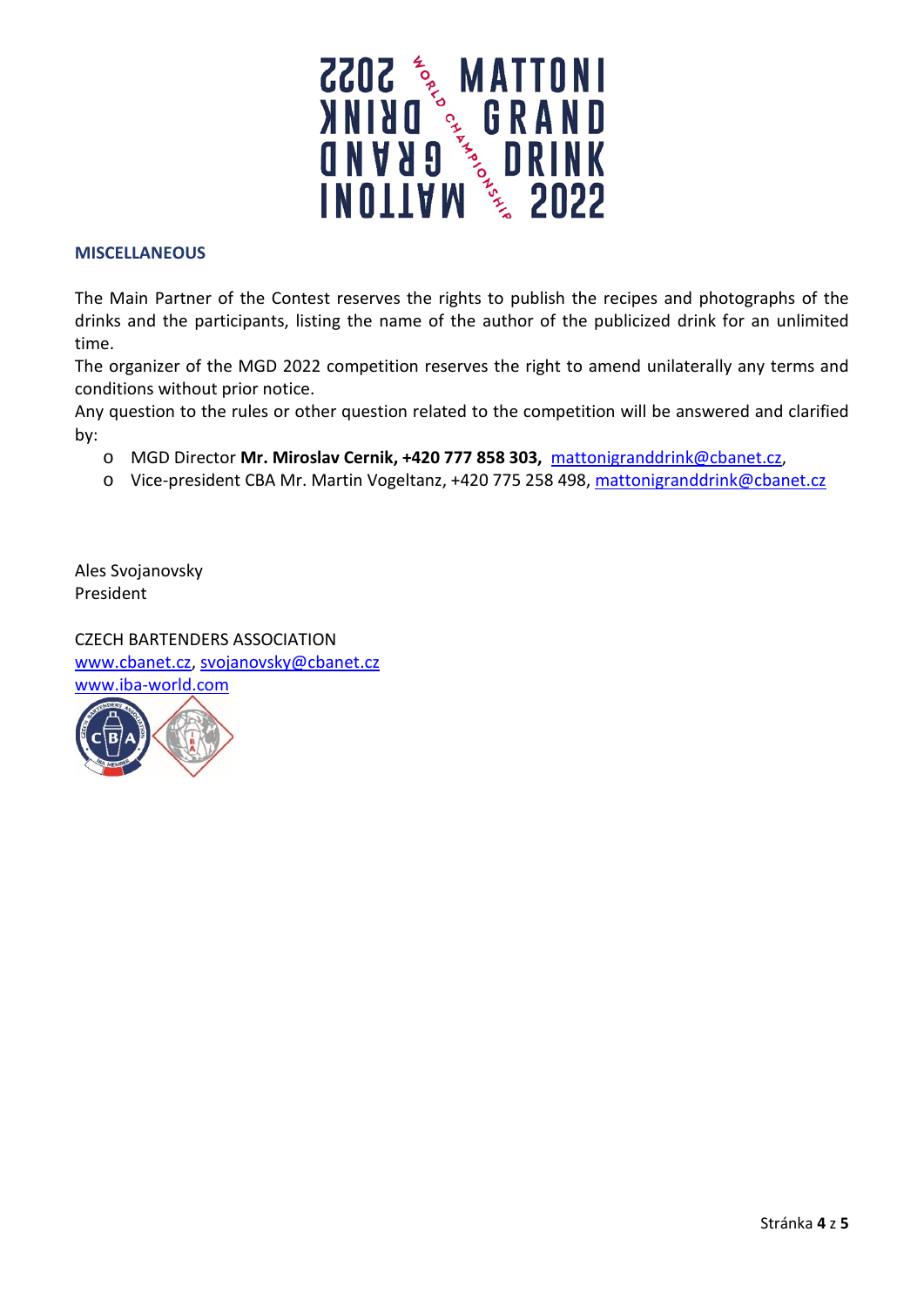## MISCELLANEOUS

The Main Partner of the Contest reserves the rights to publish the recipes and photographs of the drinks and the participants, listing the name of the author of the publicized drink for an unlimited time.
The organizer of the MGD 2022 competition reserves the right to amend unilaterally any terms and conditions without prior notice.
Any question to the rules or other question related to the competition will be answered and clarified by:

- MGD Director **Mr. Miroslav Cernik, +420 777 858 303,** mattonigranddrink@cbanet.cz,
- Vice-president CBA Mr. Martin Vogeltanz, +420 775 258 498, mattonigranddrink@cbanet.cz

Ales Svojanovsky
President

CZECH BARTENDERS ASSOCIATION
www.cbanet.cz, svojanovsky@cbanet.cz
www.iba-world.com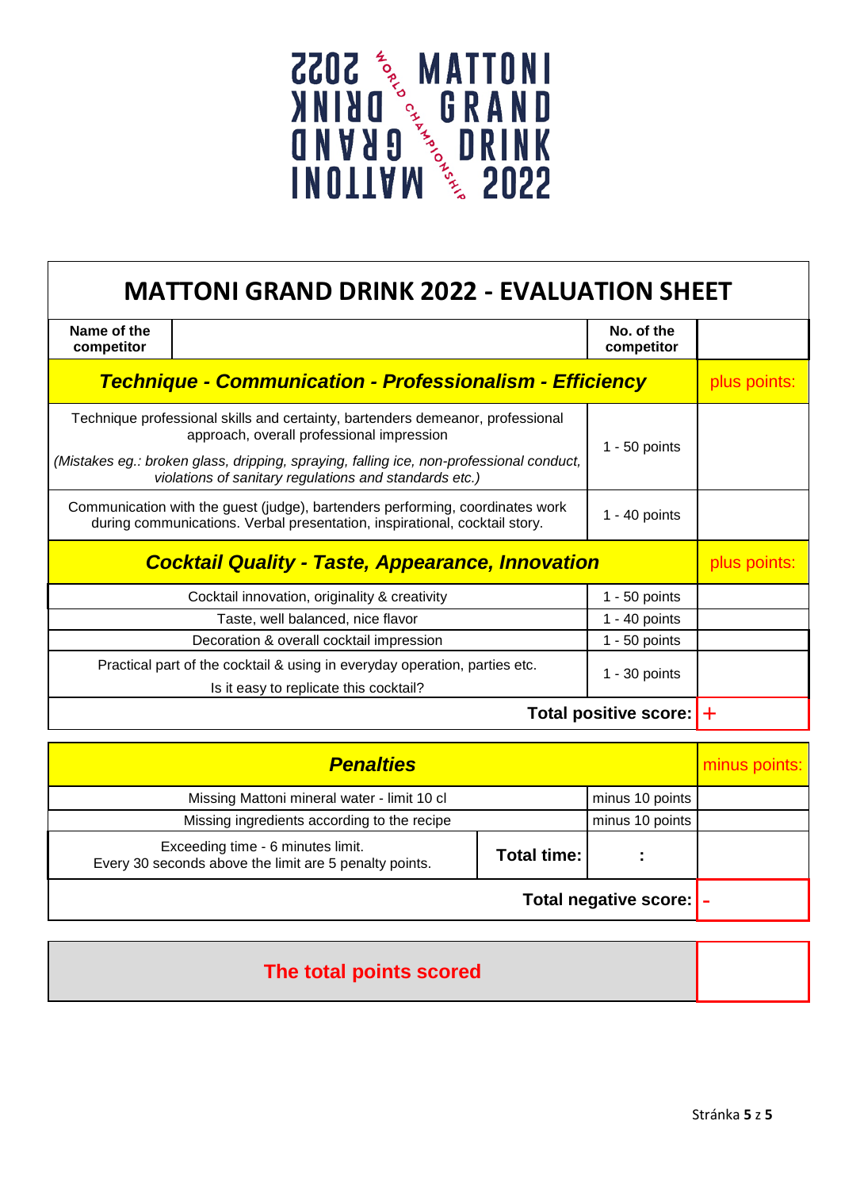MATTONI GRAND DRINK 2022 WORLD CHAMPIONSHIP

# MATTONI GRAND DRINK 2022 - EVALUATION SHEET

| Name of the competitor | | No. of the competitor | |
|---|---|---|---|

| | | |
|---|---|---|
| ***Technique - Communication - Professionalism - Efficiency*** | | plus points: |
| Technique professional skills and certainty, bartenders demeanor, professional approach, overall professional impression<br>*(Mistakes eg.: broken glass, dripping, spraying, falling ice, non-professional conduct, violations of sanitary regulations and standards etc.)* | 1 - 50 points | |
| Communication with the guest (judge), bartenders performing, coordinates work during communications. Verbal presentation, inspirational, cocktail story. | 1 - 40 points | |
| ***Cocktail Quality - Taste, Appearance, Innovation*** | | plus points: |
| Cocktail innovation, originality & creativity | 1 - 50 points | |
| Taste, well balanced, nice flavor | 1 - 40 points | |
| Decoration & overall cocktail impression | 1 - 50 points | |
| Practical part of the cocktail & using in everyday operation, parties etc.<br>Is it easy to replicate this cocktail? | 1 - 30 points | |
| **Total positive score:** | | + |

| | | | |
|---|---|---|---|
| ***Penalties*** | | | minus points: |
| Missing Mattoni mineral water - limit 10 cl | | minus 10 points | |
| Missing ingredients according to the recipe | | minus 10 points | |
| Exceeding time - 6 minutes limit.<br>Every 30 seconds above the limit are 5 penalty points. | **Total time:** | : | |
| **Total negative score:** | | | - |

| | |
|---|---|
| **The total points scored** | |